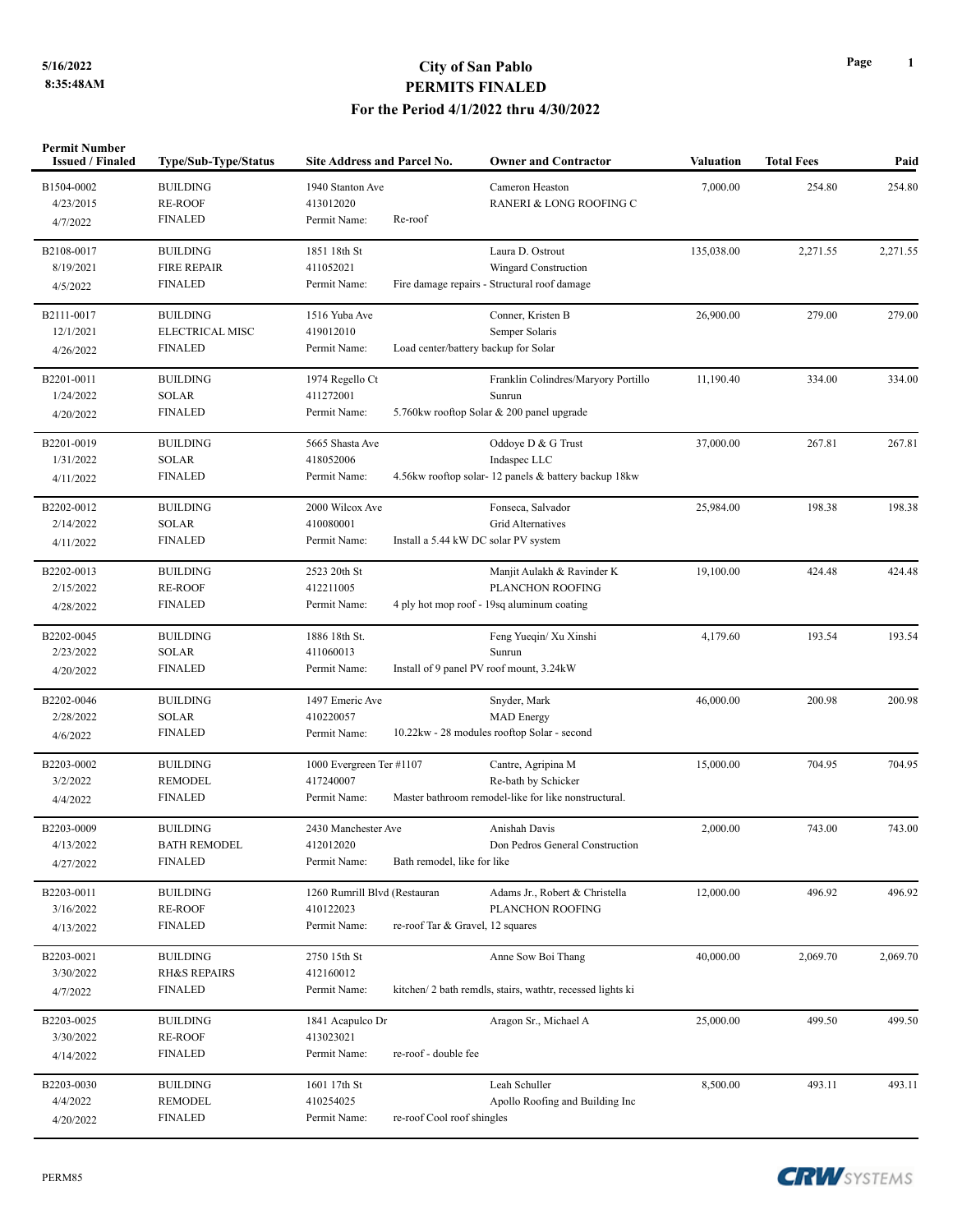# City of San Pablo
## PERMITS FINALED
### For the Period 4/1/2022 thru 4/30/2022

5/16/2022
8:35:48AM

| Permit Number Issued / Finaled | Type/Sub-Type/Status | Site Address and Parcel No. | Owner and Contractor | Valuation | Total Fees | Paid |
|---|---|---|---|---|---|---|
| B1504-0002<br>4/23/2015<br>4/7/2022 | BUILDING<br>RE-ROOF<br>FINALED | 1940 Stanton Ave<br>413012020<br>Permit Name: Re-roof | Cameron Heaston<br>RANERI & LONG ROOFING C | 7,000.00 | 254.80 | 254.80 |
| B2108-0017<br>8/19/2021<br>4/5/2022 | BUILDING<br>FIRE REPAIR<br>FINALED | 1851 18th St<br>411052021<br>Permit Name: Fire damage repairs - Structural roof damage | Laura D. Ostrout<br>Wingard Construction | 135,038.00 | 2,271.55 | 2,271.55 |
| B2111-0017<br>12/1/2021<br>4/26/2022 | BUILDING<br>ELECTRICAL MISC<br>FINALED | 1516 Yuba Ave<br>419012010<br>Permit Name: Load center/battery backup for Solar | Conner, Kristen B<br>Semper Solaris | 26,900.00 | 279.00 | 279.00 |
| B2201-0011<br>1/24/2022<br>4/20/2022 | BUILDING<br>SOLAR<br>FINALED | 1974 Regello Ct<br>411272001<br>Permit Name: 5.760kw rooftop Solar & 200 panel upgrade | Franklin Colindres/Maryory Portillo<br>Sunrun | 11,190.40 | 334.00 | 334.00 |
| B2201-0019<br>1/31/2022<br>4/11/2022 | BUILDING<br>SOLAR<br>FINALED | 5665 Shasta Ave<br>418052006<br>Permit Name: 4.56kw rooftop solar- 12 panels & battery backup 18kw | Oddoye D & G Trust<br>Indaspec LLC | 37,000.00 | 267.81 | 267.81 |
| B2202-0012<br>2/14/2022<br>4/11/2022 | BUILDING<br>SOLAR<br>FINALED | 2000 Wilcox Ave<br>410080001<br>Permit Name: Install a 5.44 kW DC solar PV system | Fonseca, Salvador<br>Grid Alternatives | 25,984.00 | 198.38 | 198.38 |
| B2202-0013<br>2/15/2022<br>4/28/2022 | BUILDING<br>RE-ROOF<br>FINALED | 2523 20th St<br>412211005<br>Permit Name: 4 ply hot mop roof - 19sq aluminum coating | Manjit Aulakh & Ravinder K<br>PLANCHON ROOFING | 19,100.00 | 424.48 | 424.48 |
| B2202-0045<br>2/23/2022<br>4/20/2022 | BUILDING<br>SOLAR<br>FINALED | 1886 18th St.<br>411060013<br>Permit Name: Install of 9 panel PV roof mount, 3.24kW | Feng Yueqin/ Xu Xinshi<br>Sunrun | 4,179.60 | 193.54 | 193.54 |
| B2202-0046<br>2/28/2022<br>4/6/2022 | BUILDING<br>SOLAR<br>FINALED | 1497 Emeric Ave<br>410220057<br>Permit Name: 10.22kw - 28 modules rooftop Solar - second | Snyder, Mark<br>MAD Energy | 46,000.00 | 200.98 | 200.98 |
| B2203-0002<br>3/2/2022<br>4/4/2022 | BUILDING<br>REMODEL<br>FINALED | 1000 Evergreen Ter #1107<br>417240007<br>Permit Name: Master bathroom remodel-like for like nonstructural. | Cantre, Agripina M<br>Re-bath by Schicker | 15,000.00 | 704.95 | 704.95 |
| B2203-0009<br>4/13/2022<br>4/27/2022 | BUILDING<br>BATH REMODEL<br>FINALED | 2430 Manchester Ave<br>412012020<br>Permit Name: Bath remodel, like for like | Anishah Davis<br>Don Pedros General Construction | 2,000.00 | 743.00 | 743.00 |
| B2203-0011<br>3/16/2022<br>4/13/2022 | BUILDING<br>RE-ROOF<br>FINALED | 1260 Rumrill Blvd (Restauran<br>410122023<br>Permit Name: re-roof Tar & Gravel, 12 squares | Adams Jr., Robert & Christella<br>PLANCHON ROOFING | 12,000.00 | 496.92 | 496.92 |
| B2203-0021<br>3/30/2022<br>4/7/2022 | BUILDING<br>RH&S REPAIRS<br>FINALED | 2750 15th St<br>412160012<br>Permit Name: kitchen/ 2 bath remdls, stairs, wathtr, recessed lights ki | Anne Sow Boi Thang | 40,000.00 | 2,069.70 | 2,069.70 |
| B2203-0025<br>3/30/2022<br>4/14/2022 | BUILDING<br>RE-ROOF<br>FINALED | 1841 Acapulco Dr<br>413023021<br>Permit Name: re-roof - double fee | Aragon Sr., Michael A | 25,000.00 | 499.50 | 499.50 |
| B2203-0030<br>4/4/2022<br>4/20/2022 | BUILDING<br>REMODEL<br>FINALED | 1601 17th St<br>410254025<br>Permit Name: re-roof Cool roof shingles | Leah Schuller<br>Apollo Roofing and Building Inc | 8,500.00 | 493.11 | 493.11 |

PERM85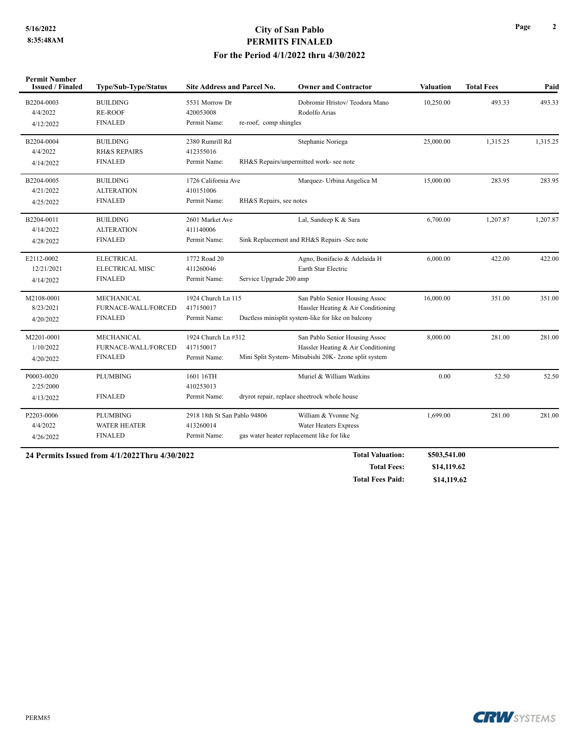# City of San Pablo
## PERMITS FINALED
### For the Period 4/1/2022 thru 4/30/2022

| Permit Number Issued / Finaled | Type/Sub-Type/Status | Site Address and Parcel No. | Owner and Contractor | Valuation | Total Fees | Paid |
|---|---|---|---|---|---|---|
| B2204-0003<br>4/4/2022<br>4/12/2022 | BUILDING<br>RE-ROOF<br>FINALED | 5531 Morrow Dr<br>420053008<br>Permit Name: re-roof, comp shingles | Dobromir Hristov/ Teodora Mano<br>Rodolfo Arias | 10,250.00 | 493.33 | 493.33 |
| B2204-0004<br>4/4/2022<br>4/14/2022 | BUILDING<br>RH&S REPAIRS<br>FINALED | 2380 Rumrill Rd<br>412355016<br>Permit Name: RH&S Repairs/unpermitted work- see note | Stephanie Noriega | 25,000.00 | 1,315.25 | 1,315.25 |
| B2204-0005<br>4/21/2022<br>4/25/2022 | BUILDING<br>ALTERATION<br>FINALED | 1726 California Ave<br>410151006<br>Permit Name: RH&S Repairs, see notes | Marquez- Urbina Angelica M | 15,000.00 | 283.95 | 283.95 |
| B2204-0011<br>4/14/2022<br>4/28/2022 | BUILDING<br>ALTERATION<br>FINALED | 2601 Market Ave<br>411140006<br>Permit Name: Sink Replacement and RH&S Repairs -See note | Lal, Sandeep K & Sara | 6,700.00 | 1,207.87 | 1,207.87 |
| E2112-0002<br>12/21/2021<br>4/14/2022 | ELECTRICAL<br>ELECTRICAL MISC<br>FINALED | 1772 Road 20<br>411260046<br>Permit Name: Service Upgrade 200 amp | Agno, Bonifacio & Adelaida H<br>Earth Star Electric | 6,000.00 | 422.00 | 422.00 |
| M2108-0001<br>8/23/2021<br>4/20/2022 | MECHANICAL<br>FURNACE-WALL/FORCED<br>FINALED | 1924 Church Ln 115<br>417150017<br>Permit Name: Ductless minisplit system-like for like on balcony | San Pablo Senior Housing Assoc<br>Hassler Heating & Air Conditioning | 16,000.00 | 351.00 | 351.00 |
| M2201-0001<br>1/10/2022<br>4/20/2022 | MECHANICAL<br>FURNACE-WALL/FORCED<br>FINALED | 1924 Church Ln #312<br>417150017<br>Permit Name: Mini Split System- Mitsubishi 20K- 2zone split system | San Pablo Senior Housing Assoc<br>Hassler Heating & Air Conditioning | 8,000.00 | 281.00 | 281.00 |
| P0003-0020<br>2/25/2000<br>4/13/2022 | PLUMBING<br><br>FINALED | 1601 16TH<br>410253013<br>Permit Name: dryrot repair, replace sheetrock whole house | Muriel & William Watkins | 0.00 | 52.50 | 52.50 |
| P2203-0006<br>4/4/2022<br>4/26/2022 | PLUMBING<br>WATER HEATER<br>FINALED | 2918 18th St San Pablo 94806<br>413260014<br>Permit Name: gas water heater replacement like for like | William & Yvonne Ng<br>Water Heaters Express | 1,699.00 | 281.00 | 281.00 |

**24 Permits Issued from 4/1/2022Thru 4/30/2022**

**Total Valuation:** $503,541.00
**Total Fees:** $14,119.62
**Total Fees Paid:** $14,119.62

PERM85